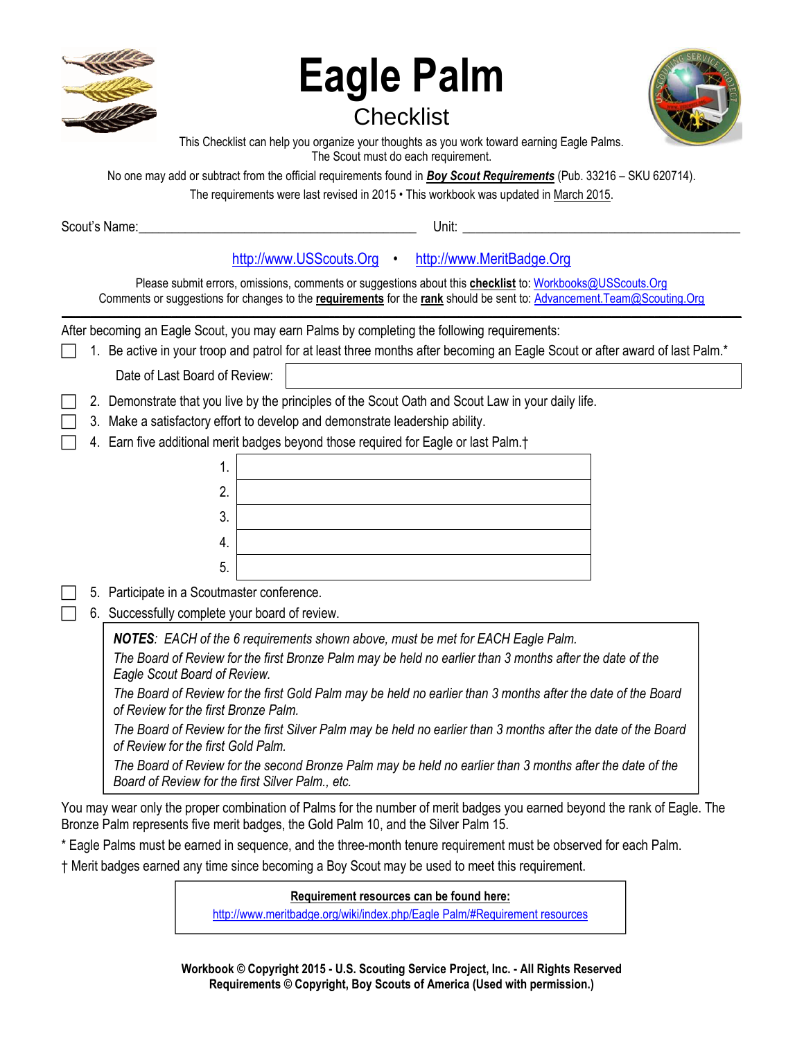# Eagle Palm

## Checklist

This Checklist can help you organize your thoughts as you work toward earning Eagle Palms.
The Scout must do each requirement.

No one may add or subtract from the official requirements found in ***Boy Scout Requirements*** (Pub. 33216 – SKU 620714).
The requirements were last revised in 2015 • This workbook was updated in March 2015.

Scout's Name: ________________________________ Unit: ________________________________

http://www.USScouts.Org • http://www.MeritBadge.Org

Please submit errors, omissions, comments or suggestions about this **checklist** to: Workbooks@USScouts.Org
Comments or suggestions for changes to the **requirements** for the **rank** should be sent to: Advancement.Team@Scouting.Org

---

After becoming an Eagle Scout, you may earn Palms by completing the following requirements:

- [ ] 1. Be active in your troop and patrol for at least three months after becoming an Eagle Scout or after award of last Palm.*

   Date of Last Board of Review: ____________________

- [ ] 2. Demonstrate that you live by the principles of the Scout Oath and Scout Law in your daily life.
- [ ] 3. Make a satisfactory effort to develop and demonstrate leadership ability.
- [ ] 4. Earn five additional merit badges beyond those required for Eagle or last Palm.†

| | |
|---|---|
| 1. | |
| 2. | |
| 3. | |
| 4. | |
| 5. | |

- [ ] 5. Participate in a Scoutmaster conference.
- [ ] 6. Successfully complete your board of review.

> ***NOTES**: EACH of the 6 requirements shown above, must be met for EACH Eagle Palm.*
> *The Board of Review for the first Bronze Palm may be held no earlier than 3 months after the date of the Eagle Scout Board of Review.*
> *The Board of Review for the first Gold Palm may be held no earlier than 3 months after the date of the Board of Review for the first Bronze Palm.*
> *The Board of Review for the first Silver Palm may be held no earlier than 3 months after the date of the Board of Review for the first Gold Palm.*
> *The Board of Review for the second Bronze Palm may be held no earlier than 3 months after the date of the Board of Review for the first Silver Palm., etc.*

You may wear only the proper combination of Palms for the number of merit badges you earned beyond the rank of Eagle. The Bronze Palm represents five merit badges, the Gold Palm 10, and the Silver Palm 15.

* Eagle Palms must be earned in sequence, and the three-month tenure requirement must be observed for each Palm.

† Merit badges earned any time since becoming a Boy Scout may be used to meet this requirement.

**Requirement resources can be found here:**
http://www.meritbadge.org/wiki/index.php/Eagle Palm/#Requirement resources

**Workbook © Copyright 2015 - U.S. Scouting Service Project, Inc. - All Rights Reserved**
**Requirements © Copyright, Boy Scouts of America (Used with permission.)**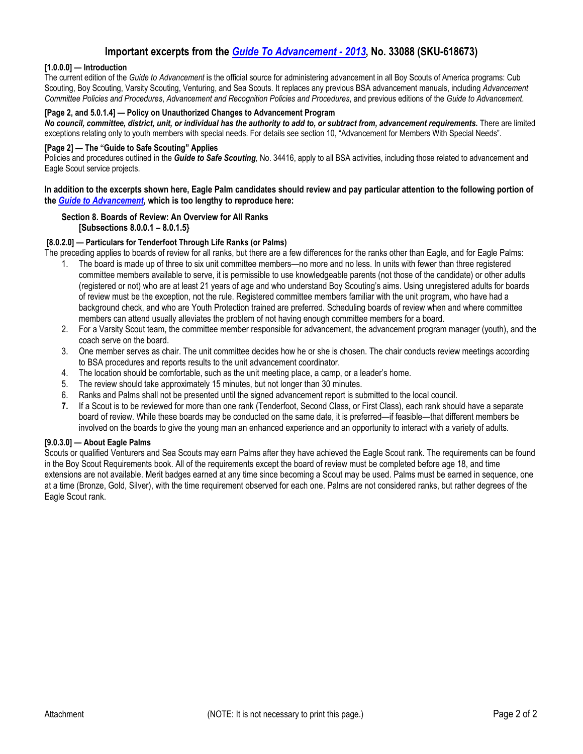# Important excerpts from the *Guide To Advancement - 2013*, No. 33088 (SKU-618673)

**[1.0.0.0] — Introduction**

The current edition of the *Guide to Advancement* is the official source for administering advancement in all Boy Scouts of America programs: Cub Scouting, Boy Scouting, Varsity Scouting, Venturing, and Sea Scouts. It replaces any previous BSA advancement manuals, including *Advancement Committee Policies and Procedures*, *Advancement and Recognition Policies and Procedures*, and previous editions of the *Guide to Advancement*.

**[Page 2, and 5.0.1.4] — Policy on Unauthorized Changes to Advancement Program**

***No council, committee, district, unit, or individual has the authority to add to, or subtract from, advancement requirements.*** There are limited exceptions relating only to youth members with special needs. For details see section 10, "Advancement for Members With Special Needs".

**[Page 2] — The "Guide to Safe Scouting" Applies**

Policies and procedures outlined in the ***Guide to Safe Scouting***, No. 34416, apply to all BSA activities, including those related to advancement and Eagle Scout service projects.

**In addition to the excerpts shown here, Eagle Palm candidates should review and pay particular attention to the following portion of the *Guide to Advancement*, which is too lengthy to reproduce here:**

> **Section 8. Boards of Review: An Overview for All Ranks**
> **[Subsections 8.0.0.1 – 8.0.1.5}**

**[8.0.2.0] — Particulars for Tenderfoot Through Life Ranks (or Palms)**

The preceding applies to boards of review for all ranks, but there are a few differences for the ranks other than Eagle, and for Eagle Palms:

1. The board is made up of three to six unit committee members—no more and no less. In units with fewer than three registered committee members available to serve, it is permissible to use knowledgeable parents (not those of the candidate) or other adults (registered or not) who are at least 21 years of age and who understand Boy Scouting's aims. Using unregistered adults for boards of review must be the exception, not the rule. Registered committee members familiar with the unit program, who have had a background check, and who are Youth Protection trained are preferred. Scheduling boards of review when and where committee members can attend usually alleviates the problem of not having enough committee members for a board.
2. For a Varsity Scout team, the committee member responsible for advancement, the advancement program manager (youth), and the coach serve on the board.
3. One member serves as chair. The unit committee decides how he or she is chosen. The chair conducts review meetings according to BSA procedures and reports results to the unit advancement coordinator.
4. The location should be comfortable, such as the unit meeting place, a camp, or a leader's home.
5. The review should take approximately 15 minutes, but not longer than 30 minutes.
6. Ranks and Palms shall not be presented until the signed advancement report is submitted to the local council.
7. If a Scout is to be reviewed for more than one rank (Tenderfoot, Second Class, or First Class), each rank should have a separate board of review. While these boards may be conducted on the same date, it is preferred—if feasible—that different members be involved on the boards to give the young man an enhanced experience and an opportunity to interact with a variety of adults.

**[9.0.3.0] — About Eagle Palms**

Scouts or qualified Venturers and Sea Scouts may earn Palms after they have achieved the Eagle Scout rank. The requirements can be found in the Boy Scout Requirements book. All of the requirements except the board of review must be completed before age 18, and time extensions are not available. Merit badges earned at any time since becoming a Scout may be used. Palms must be earned in sequence, one at a time (Bronze, Gold, Silver), with the time requirement observed for each one. Palms are not considered ranks, but rather degrees of the Eagle Scout rank.

Attachment (NOTE: It is not necessary to print this page.)